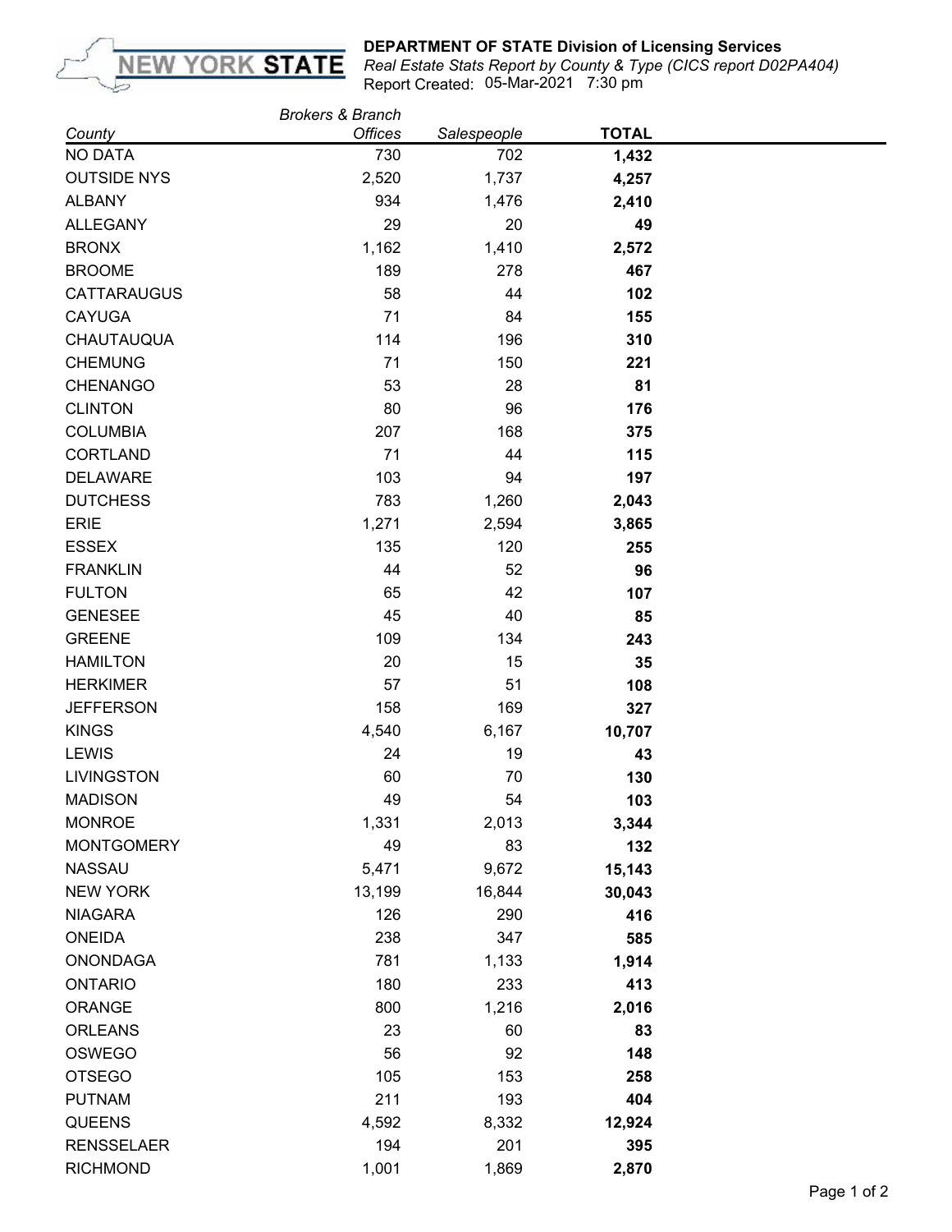**DEPARTMENT OF STATE Division of Licensing Services**

*Real Estate Stats Report by County & Type (CICS report D02PA404)*

Report Created: 05-Mar-2021 7:30 pm

| *County* | *Brokers & Branch Offices* | *Salespeople* | **TOTAL** |
|---|---|---|---|
| NO DATA | 730 | 702 | **1,432** |
| OUTSIDE NYS | 2,520 | 1,737 | **4,257** |
| ALBANY | 934 | 1,476 | **2,410** |
| ALLEGANY | 29 | 20 | **49** |
| BRONX | 1,162 | 1,410 | **2,572** |
| BROOME | 189 | 278 | **467** |
| CATTARAUGUS | 58 | 44 | **102** |
| CAYUGA | 71 | 84 | **155** |
| CHAUTAUQUA | 114 | 196 | **310** |
| CHEMUNG | 71 | 150 | **221** |
| CHENANGO | 53 | 28 | **81** |
| CLINTON | 80 | 96 | **176** |
| COLUMBIA | 207 | 168 | **375** |
| CORTLAND | 71 | 44 | **115** |
| DELAWARE | 103 | 94 | **197** |
| DUTCHESS | 783 | 1,260 | **2,043** |
| ERIE | 1,271 | 2,594 | **3,865** |
| ESSEX | 135 | 120 | **255** |
| FRANKLIN | 44 | 52 | **96** |
| FULTON | 65 | 42 | **107** |
| GENESEE | 45 | 40 | **85** |
| GREENE | 109 | 134 | **243** |
| HAMILTON | 20 | 15 | **35** |
| HERKIMER | 57 | 51 | **108** |
| JEFFERSON | 158 | 169 | **327** |
| KINGS | 4,540 | 6,167 | **10,707** |
| LEWIS | 24 | 19 | **43** |
| LIVINGSTON | 60 | 70 | **130** |
| MADISON | 49 | 54 | **103** |
| MONROE | 1,331 | 2,013 | **3,344** |
| MONTGOMERY | 49 | 83 | **132** |
| NASSAU | 5,471 | 9,672 | **15,143** |
| NEW YORK | 13,199 | 16,844 | **30,043** |
| NIAGARA | 126 | 290 | **416** |
| ONEIDA | 238 | 347 | **585** |
| ONONDAGA | 781 | 1,133 | **1,914** |
| ONTARIO | 180 | 233 | **413** |
| ORANGE | 800 | 1,216 | **2,016** |
| ORLEANS | 23 | 60 | **83** |
| OSWEGO | 56 | 92 | **148** |
| OTSEGO | 105 | 153 | **258** |
| PUTNAM | 211 | 193 | **404** |
| QUEENS | 4,592 | 8,332 | **12,924** |
| RENSSELAER | 194 | 201 | **395** |
| RICHMOND | 1,001 | 1,869 | **2,870** |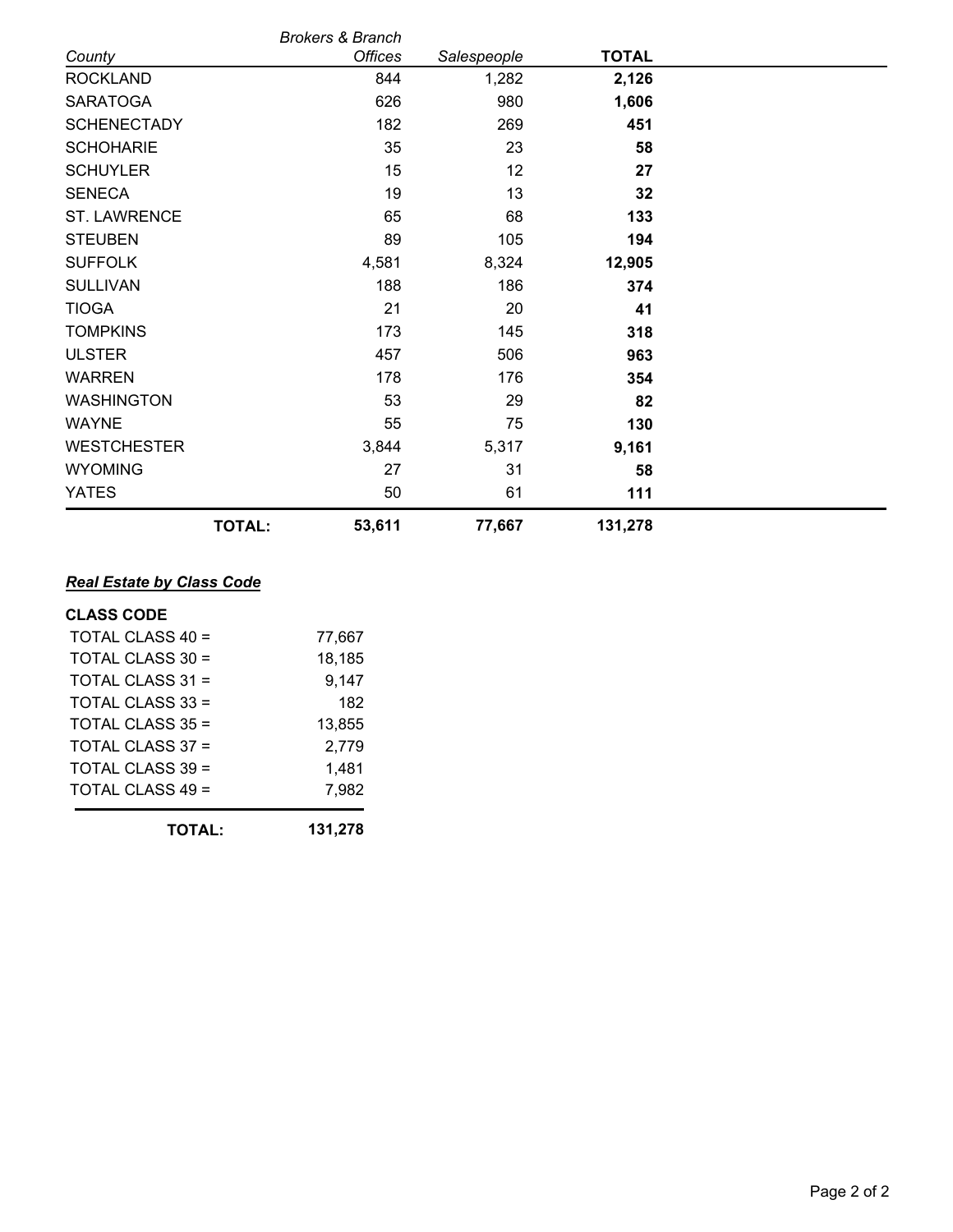| County | Brokers & Branch Offices | Salespeople | TOTAL |
|---|---|---|---|
| ROCKLAND | 844 | 1,282 | **2,126** |
| SARATOGA | 626 | 980 | **1,606** |
| SCHENECTADY | 182 | 269 | **451** |
| SCHOHARIE | 35 | 23 | **58** |
| SCHUYLER | 15 | 12 | **27** |
| SENECA | 19 | 13 | **32** |
| ST. LAWRENCE | 65 | 68 | **133** |
| STEUBEN | 89 | 105 | **194** |
| SUFFOLK | 4,581 | 8,324 | **12,905** |
| SULLIVAN | 188 | 186 | **374** |
| TIOGA | 21 | 20 | **41** |
| TOMPKINS | 173 | 145 | **318** |
| ULSTER | 457 | 506 | **963** |
| WARREN | 178 | 176 | **354** |
| WASHINGTON | 53 | 29 | **82** |
| WAYNE | 55 | 75 | **130** |
| WESTCHESTER | 3,844 | 5,317 | **9,161** |
| WYOMING | 27 | 31 | **58** |
| YATES | 50 | 61 | **111** |
| **TOTAL:** | **53,611** | **77,667** | **131,278** |

***Real Estate by Class Code***

| CLASS CODE | |
|---|---|
| TOTAL CLASS 40 = | 77,667 |
| TOTAL CLASS 30 = | 18,185 |
| TOTAL CLASS 31 = | 9,147 |
| TOTAL CLASS 33 = | 182 |
| TOTAL CLASS 35 = | 13,855 |
| TOTAL CLASS 37 = | 2,779 |
| TOTAL CLASS 39 = | 1,481 |
| TOTAL CLASS 49 = | 7,982 |
| **TOTAL:** | **131,278** |